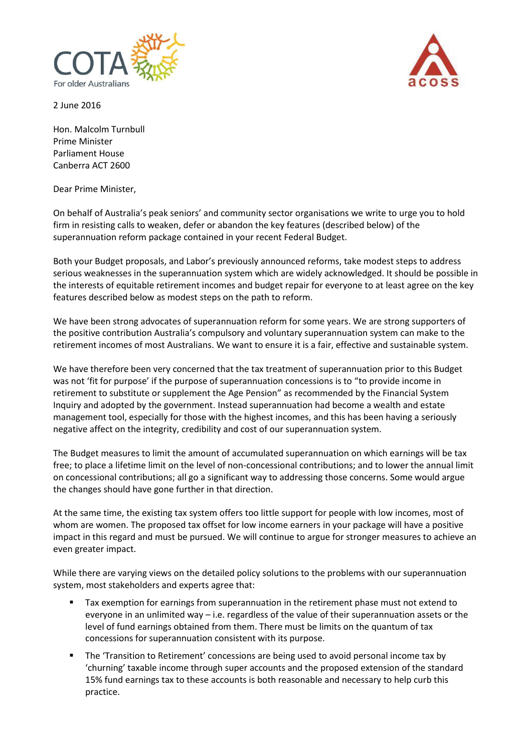COTA For older Australians

acoss

2 June 2016

Hon. Malcolm Turnbull
Prime Minister
Parliament House
Canberra ACT 2600

Dear Prime Minister,

On behalf of Australia's peak seniors' and community sector organisations we write to urge you to hold firm in resisting calls to weaken, defer or abandon the key features (described below) of the superannuation reform package contained in your recent Federal Budget.

Both your Budget proposals, and Labor's previously announced reforms, take modest steps to address serious weaknesses in the superannuation system which are widely acknowledged. It should be possible in the interests of equitable retirement incomes and budget repair for everyone to at least agree on the key features described below as modest steps on the path to reform.

We have been strong advocates of superannuation reform for some years. We are strong supporters of the positive contribution Australia's compulsory and voluntary superannuation system can make to the retirement incomes of most Australians. We want to ensure it is a fair, effective and sustainable system.

We have therefore been very concerned that the tax treatment of superannuation prior to this Budget was not 'fit for purpose' if the purpose of superannuation concessions is to "to provide income in retirement to substitute or supplement the Age Pension" as recommended by the Financial System Inquiry and adopted by the government. Instead superannuation had become a wealth and estate management tool, especially for those with the highest incomes, and this has been having a seriously negative affect on the integrity, credibility and cost of our superannuation system.

The Budget measures to limit the amount of accumulated superannuation on which earnings will be tax free; to place a lifetime limit on the level of non-concessional contributions; and to lower the annual limit on concessional contributions; all go a significant way to addressing those concerns. Some would argue the changes should have gone further in that direction.

At the same time, the existing tax system offers too little support for people with low incomes, most of whom are women. The proposed tax offset for low income earners in your package will have a positive impact in this regard and must be pursued. We will continue to argue for stronger measures to achieve an even greater impact.

While there are varying views on the detailed policy solutions to the problems with our superannuation system, most stakeholders and experts agree that:

- Tax exemption for earnings from superannuation in the retirement phase must not extend to everyone in an unlimited way – i.e. regardless of the value of their superannuation assets or the level of fund earnings obtained from them. There must be limits on the quantum of tax concessions for superannuation consistent with its purpose.
- The 'Transition to Retirement' concessions are being used to avoid personal income tax by 'churning' taxable income through super accounts and the proposed extension of the standard 15% fund earnings tax to these accounts is both reasonable and necessary to help curb this practice.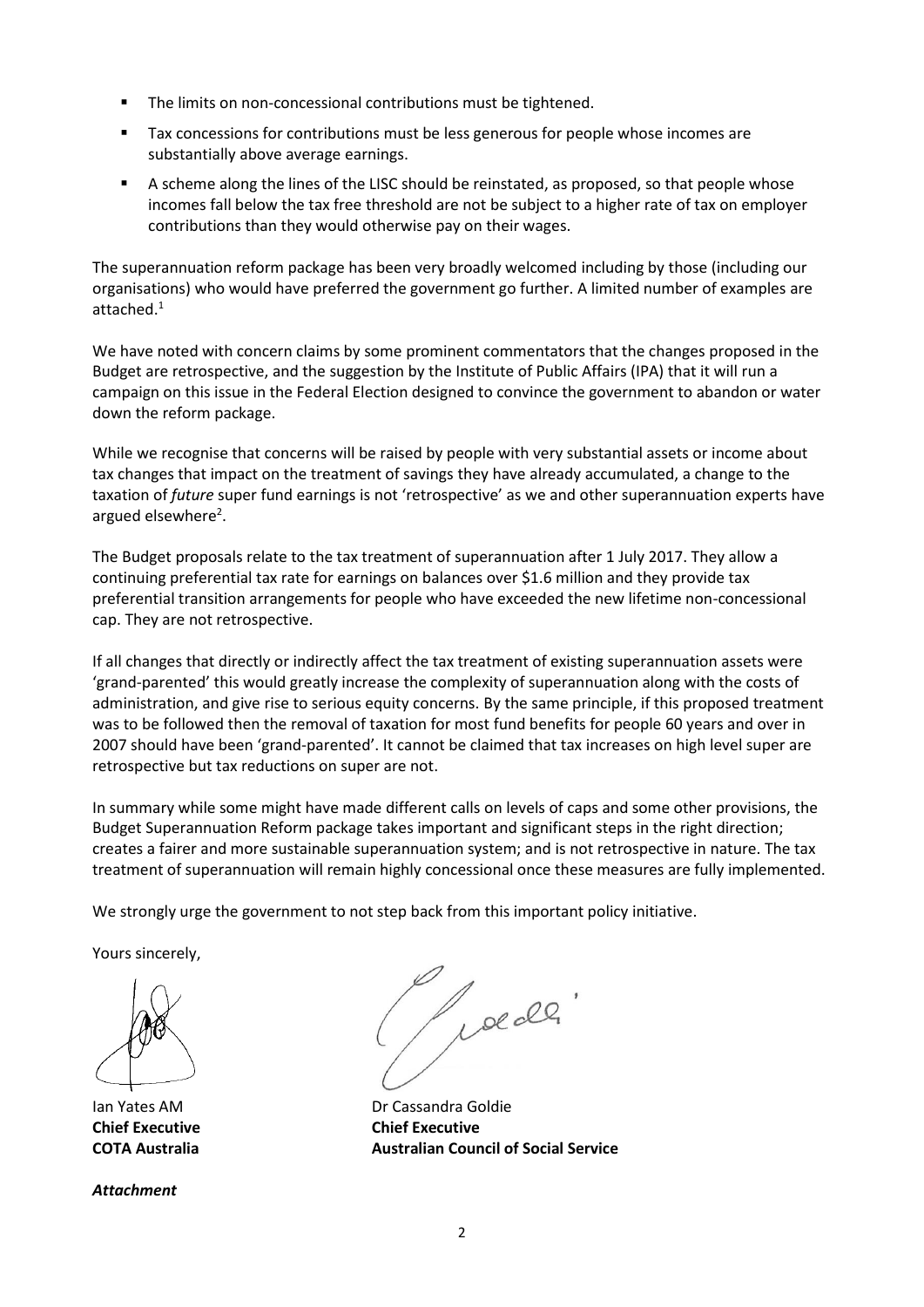- The limits on non-concessional contributions must be tightened.
- Tax concessions for contributions must be less generous for people whose incomes are substantially above average earnings.
- A scheme along the lines of the LISC should be reinstated, as proposed, so that people whose incomes fall below the tax free threshold are not be subject to a higher rate of tax on employer contributions than they would otherwise pay on their wages.

The superannuation reform package has been very broadly welcomed including by those (including our organisations) who would have preferred the government go further. A limited number of examples are attached.[1]

We have noted with concern claims by some prominent commentators that the changes proposed in the Budget are retrospective, and the suggestion by the Institute of Public Affairs (IPA) that it will run a campaign on this issue in the Federal Election designed to convince the government to abandon or water down the reform package.

While we recognise that concerns will be raised by people with very substantial assets or income about tax changes that impact on the treatment of savings they have already accumulated, a change to the taxation of *future* super fund earnings is not 'retrospective' as we and other superannuation experts have argued elsewhere[2].

The Budget proposals relate to the tax treatment of superannuation after 1 July 2017. They allow a continuing preferential tax rate for earnings on balances over $1.6 million and they provide tax preferential transition arrangements for people who have exceeded the new lifetime non-concessional cap. They are not retrospective.

If all changes that directly or indirectly affect the tax treatment of existing superannuation assets were 'grand-parented' this would greatly increase the complexity of superannuation along with the costs of administration, and give rise to serious equity concerns. By the same principle, if this proposed treatment was to be followed then the removal of taxation for most fund benefits for people 60 years and over in 2007 should have been 'grand-parented'. It cannot be claimed that tax increases on high level super are retrospective but tax reductions on super are not.

In summary while some might have made different calls on levels of caps and some other provisions, the Budget Superannuation Reform package takes important and significant steps in the right direction; creates a fairer and more sustainable superannuation system; and is not retrospective in nature. The tax treatment of superannuation will remain highly concessional once these measures are fully implemented.

We strongly urge the government to not step back from this important policy initiative.

Yours sincerely,

Ian Yates AM
**Chief Executive**
**COTA Australia**

Dr Cassandra Goldie
**Chief Executive**
**Australian Council of Social Service**

***Attachment***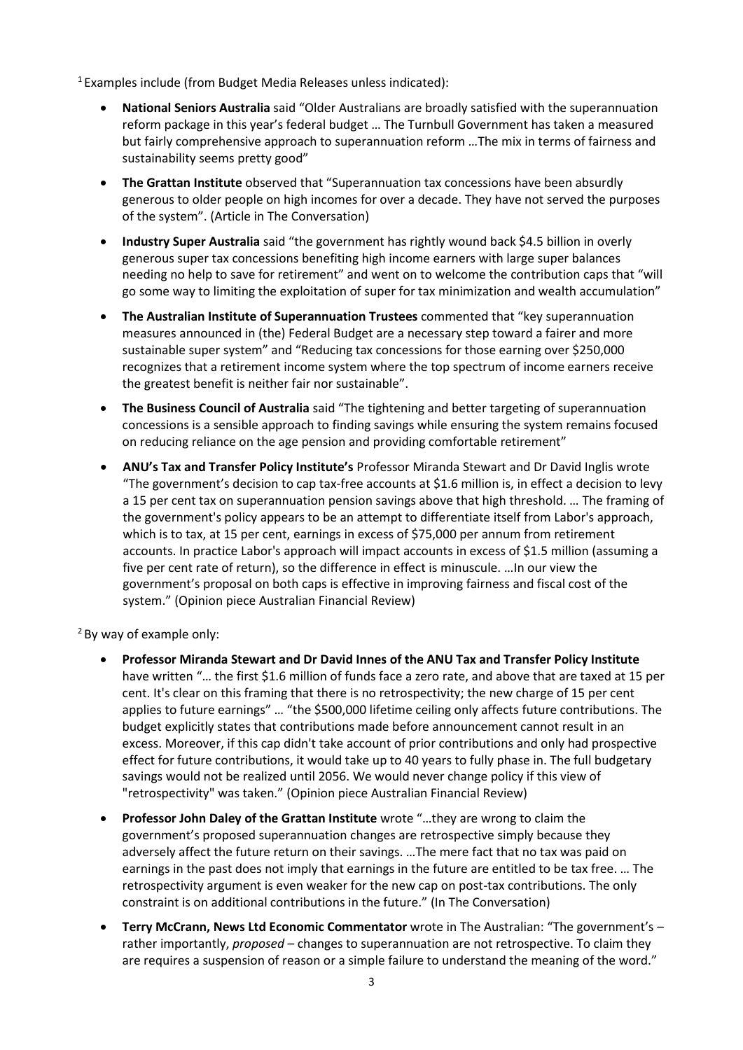[1] Examples include (from Budget Media Releases unless indicated):

- **National Seniors Australia** said "Older Australians are broadly satisfied with the superannuation reform package in this year's federal budget … The Turnbull Government has taken a measured but fairly comprehensive approach to superannuation reform …The mix in terms of fairness and sustainability seems pretty good"
- **The Grattan Institute** observed that "Superannuation tax concessions have been absurdly generous to older people on high incomes for over a decade. They have not served the purposes of the system". (Article in The Conversation)
- **Industry Super Australia** said "the government has rightly wound back $4.5 billion in overly generous super tax concessions benefiting high income earners with large super balances needing no help to save for retirement" and went on to welcome the contribution caps that "will go some way to limiting the exploitation of super for tax minimization and wealth accumulation"
- **The Australian Institute of Superannuation Trustees** commented that "key superannuation measures announced in (the) Federal Budget are a necessary step toward a fairer and more sustainable super system" and "Reducing tax concessions for those earning over $250,000 recognizes that a retirement income system where the top spectrum of income earners receive the greatest benefit is neither fair nor sustainable".
- **The Business Council of Australia** said "The tightening and better targeting of superannuation concessions is a sensible approach to finding savings while ensuring the system remains focused on reducing reliance on the age pension and providing comfortable retirement"
- **ANU's Tax and Transfer Policy Institute's** Professor Miranda Stewart and Dr David Inglis wrote "The government's decision to cap tax-free accounts at $1.6 million is, in effect a decision to levy a 15 per cent tax on superannuation pension savings above that high threshold. … The framing of the government's policy appears to be an attempt to differentiate itself from Labor's approach, which is to tax, at 15 per cent, earnings in excess of $75,000 per annum from retirement accounts. In practice Labor's approach will impact accounts in excess of $1.5 million (assuming a five per cent rate of return), so the difference in effect is minuscule. …In our view the government's proposal on both caps is effective in improving fairness and fiscal cost of the system." (Opinion piece Australian Financial Review)

[2] By way of example only:

- **Professor Miranda Stewart and Dr David Innes of the ANU Tax and Transfer Policy Institute** have written "… the first $1.6 million of funds face a zero rate, and above that are taxed at 15 per cent. It's clear on this framing that there is no retrospectivity; the new charge of 15 per cent applies to future earnings" … "the $500,000 lifetime ceiling only affects future contributions. The budget explicitly states that contributions made before announcement cannot result in an excess. Moreover, if this cap didn't take account of prior contributions and only had prospective effect for future contributions, it would take up to 40 years to fully phase in. The full budgetary savings would not be realized until 2056. We would never change policy if this view of "retrospectivity" was taken." (Opinion piece Australian Financial Review)
- **Professor John Daley of the Grattan Institute** wrote "…they are wrong to claim the government's proposed superannuation changes are retrospective simply because they adversely affect the future return on their savings. …The mere fact that no tax was paid on earnings in the past does not imply that earnings in the future are entitled to be tax free. … The retrospectivity argument is even weaker for the new cap on post-tax contributions. The only constraint is on additional contributions in the future." (In The Conversation)
- **Terry McCrann, News Ltd Economic Commentator** wrote in The Australian: "The government's – rather importantly, *proposed* – changes to superannuation are not retrospective. To claim they are requires a suspension of reason or a simple failure to understand the meaning of the word."